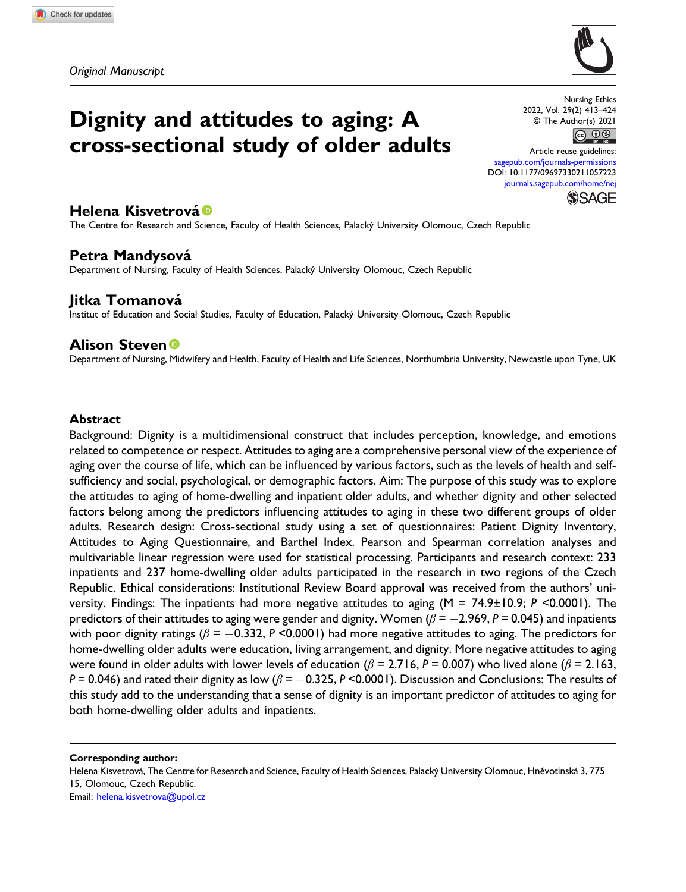*Original Manuscript*

# Dignity and attitudes to aging: A cross-sectional study of older adults

Nursing Ethics
2022, Vol. 29(2) 413–424
© The Author(s) 2021
Article reuse guidelines: sagepub.com/journals-permissions
DOI: 10.1177/09697330211057223
journals.sagepub.com/home/nej

**Helena Kisvetrová**
The Centre for Research and Science, Faculty of Health Sciences, Palacký University Olomouc, Czech Republic

**Petra Mandysová**
Department of Nursing, Faculty of Health Sciences, Palacký University Olomouc, Czech Republic

**Jitka Tomanová**
Institut of Education and Social Studies, Faculty of Education, Palacký University Olomouc, Czech Republic

**Alison Steven**
Department of Nursing, Midwifery and Health, Faculty of Health and Life Sciences, Northumbria University, Newcastle upon Tyne, UK

## Abstract

Background: Dignity is a multidimensional construct that includes perception, knowledge, and emotions related to competence or respect. Attitudes to aging are a comprehensive personal view of the experience of aging over the course of life, which can be influenced by various factors, such as the levels of health and self-sufficiency and social, psychological, or demographic factors. Aim: The purpose of this study was to explore the attitudes to aging of home-dwelling and inpatient older adults, and whether dignity and other selected factors belong among the predictors influencing attitudes to aging in these two different groups of older adults. Research design: Cross-sectional study using a set of questionnaires: Patient Dignity Inventory, Attitudes to Aging Questionnaire, and Barthel Index. Pearson and Spearman correlation analyses and multivariable linear regression were used for statistical processing. Participants and research context: 233 inpatients and 237 home-dwelling older adults participated in the research in two regions of the Czech Republic. Ethical considerations: Institutional Review Board approval was received from the authors' university. Findings: The inpatients had more negative attitudes to aging (M = 74.9±10.9; $P$ <0.0001). The predictors of their attitudes to aging were gender and dignity. Women ($\beta = -2.969$, $P = 0.045$) and inpatients with poor dignity ratings ($\beta = -0.332$, $P$ <0.0001) had more negative attitudes to aging. The predictors for home-dwelling older adults were education, living arrangement, and dignity. More negative attitudes to aging were found in older adults with lower levels of education ($\beta = 2.716$, $P = 0.007$) who lived alone ($\beta = 2.163$, $P = 0.046$) and rated their dignity as low ($\beta = -0.325$, $P$ <0.0001). Discussion and Conclusions: The results of this study add to the understanding that a sense of dignity is an important predictor of attitudes to aging for both home-dwelling older adults and inpatients.

**Corresponding author:**
Helena Kisvetrová, The Centre for Research and Science, Faculty of Health Sciences, Palacký University Olomouc, Hněvotínská 3, 775 15, Olomouc, Czech Republic.
Email: helena.kisvetrova@upol.cz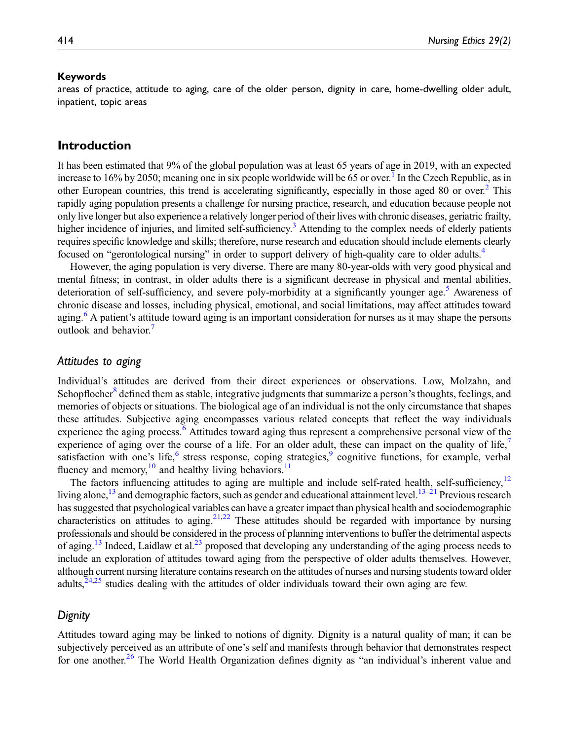**Keywords**

areas of practice, attitude to aging, care of the older person, dignity in care, home-dwelling older adult, inpatient, topic areas

## Introduction

It has been estimated that 9% of the global population was at least 65 years of age in 2019, with an expected increase to 16% by 2050; meaning one in six people worldwide will be 65 or over.[1] In the Czech Republic, as in other European countries, this trend is accelerating significantly, especially in those aged 80 or over.[2] This rapidly aging population presents a challenge for nursing practice, research, and education because people not only live longer but also experience a relatively longer period of their lives with chronic diseases, geriatric frailty, higher incidence of injuries, and limited self-sufficiency.[3] Attending to the complex needs of elderly patients requires specific knowledge and skills; therefore, nurse research and education should include elements clearly focused on "gerontological nursing" in order to support delivery of high-quality care to older adults.[4]

However, the aging population is very diverse. There are many 80-year-olds with very good physical and mental fitness; in contrast, in older adults there is a significant decrease in physical and mental abilities, deterioration of self-sufficiency, and severe poly-morbidity at a significantly younger age.[5] Awareness of chronic disease and losses, including physical, emotional, and social limitations, may affect attitudes toward aging.[6] A patient's attitude toward aging is an important consideration for nurses as it may shape the persons outlook and behavior.[7]

### *Attitudes to aging*

Individual's attitudes are derived from their direct experiences or observations. Low, Molzahn, and Schopflocher[8] defined them as stable, integrative judgments that summarize a person's thoughts, feelings, and memories of objects or situations. The biological age of an individual is not the only circumstance that shapes these attitudes. Subjective aging encompasses various related concepts that reflect the way individuals experience the aging process.[6] Attitudes toward aging thus represent a comprehensive personal view of the experience of aging over the course of a life. For an older adult, these can impact on the quality of life,[7] satisfaction with one's life,[6] stress response, coping strategies,[9] cognitive functions, for example, verbal fluency and memory,[10] and healthy living behaviors.[11]

The factors influencing attitudes to aging are multiple and include self-rated health, self-sufficiency,[12] living alone,[13] and demographic factors, such as gender and educational attainment level.[13–21] Previous research has suggested that psychological variables can have a greater impact than physical health and sociodemographic characteristics on attitudes to aging.[21,22] These attitudes should be regarded with importance by nursing professionals and should be considered in the process of planning interventions to buffer the detrimental aspects of aging.[13] Indeed, Laidlaw et al.[23] proposed that developing any understanding of the aging process needs to include an exploration of attitudes toward aging from the perspective of older adults themselves. However, although current nursing literature contains research on the attitudes of nurses and nursing students toward older adults,[24,25] studies dealing with the attitudes of older individuals toward their own aging are few.

### *Dignity*

Attitudes toward aging may be linked to notions of dignity. Dignity is a natural quality of man; it can be subjectively perceived as an attribute of one's self and manifests through behavior that demonstrates respect for one another.[26] The World Health Organization defines dignity as "an individual's inherent value and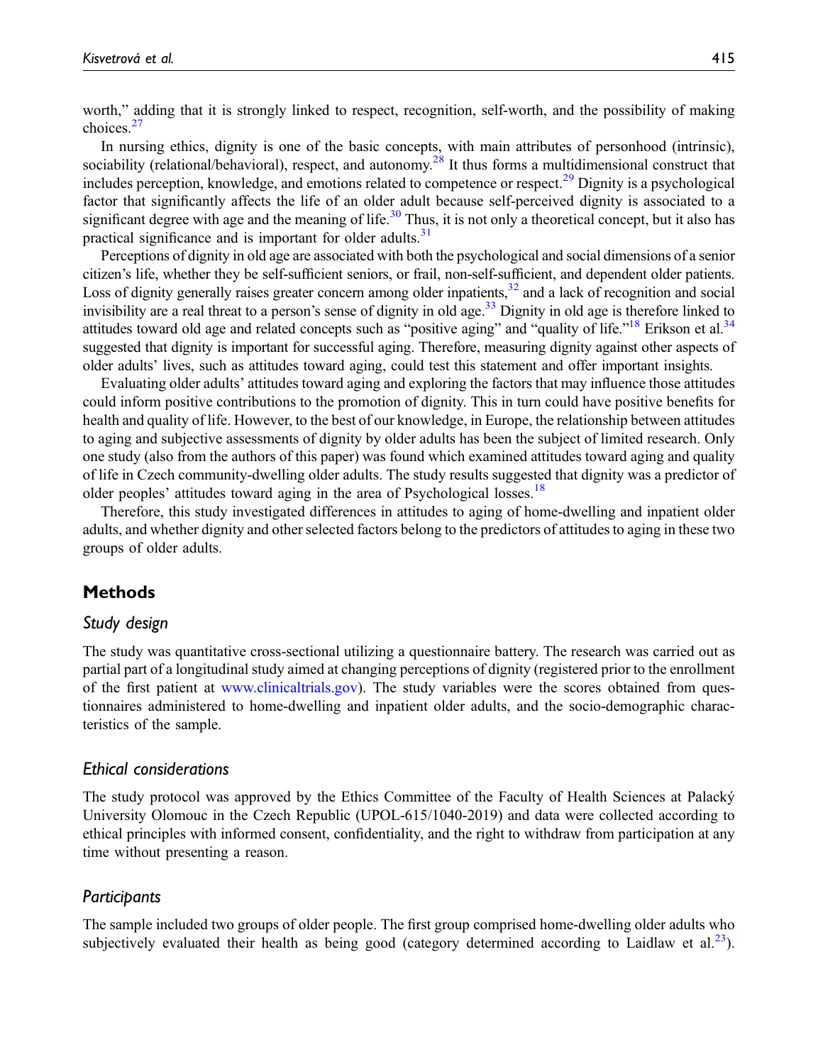worth," adding that it is strongly linked to respect, recognition, self-worth, and the possibility of making choices.[27]

In nursing ethics, dignity is one of the basic concepts, with main attributes of personhood (intrinsic), sociability (relational/behavioral), respect, and autonomy.[28] It thus forms a multidimensional construct that includes perception, knowledge, and emotions related to competence or respect.[29] Dignity is a psychological factor that significantly affects the life of an older adult because self-perceived dignity is associated to a significant degree with age and the meaning of life.[30] Thus, it is not only a theoretical concept, but it also has practical significance and is important for older adults.[31]

Perceptions of dignity in old age are associated with both the psychological and social dimensions of a senior citizen's life, whether they be self-sufficient seniors, or frail, non-self-sufficient, and dependent older patients. Loss of dignity generally raises greater concern among older inpatients,[32] and a lack of recognition and social invisibility are a real threat to a person's sense of dignity in old age.[33] Dignity in old age is therefore linked to attitudes toward old age and related concepts such as "positive aging" and "quality of life."[18] Erikson et al.[34] suggested that dignity is important for successful aging. Therefore, measuring dignity against other aspects of older adults' lives, such as attitudes toward aging, could test this statement and offer important insights.

Evaluating older adults' attitudes toward aging and exploring the factors that may influence those attitudes could inform positive contributions to the promotion of dignity. This in turn could have positive benefits for health and quality of life. However, to the best of our knowledge, in Europe, the relationship between attitudes to aging and subjective assessments of dignity by older adults has been the subject of limited research. Only one study (also from the authors of this paper) was found which examined attitudes toward aging and quality of life in Czech community-dwelling older adults. The study results suggested that dignity was a predictor of older peoples' attitudes toward aging in the area of Psychological losses.[18]

Therefore, this study investigated differences in attitudes to aging of home-dwelling and inpatient older adults, and whether dignity and other selected factors belong to the predictors of attitudes to aging in these two groups of older adults.

## Methods

### *Study design*

The study was quantitative cross-sectional utilizing a questionnaire battery. The research was carried out as partial part of a longitudinal study aimed at changing perceptions of dignity (registered prior to the enrollment of the first patient at www.clinicaltrials.gov). The study variables were the scores obtained from questionnaires administered to home-dwelling and inpatient older adults, and the socio-demographic characteristics of the sample.

### *Ethical considerations*

The study protocol was approved by the Ethics Committee of the Faculty of Health Sciences at Palacký University Olomouc in the Czech Republic (UPOL-615/1040-2019) and data were collected according to ethical principles with informed consent, confidentiality, and the right to withdraw from participation at any time without presenting a reason.

### *Participants*

The sample included two groups of older people. The first group comprised home-dwelling older adults who subjectively evaluated their health as being good (category determined according to Laidlaw et al.[23]).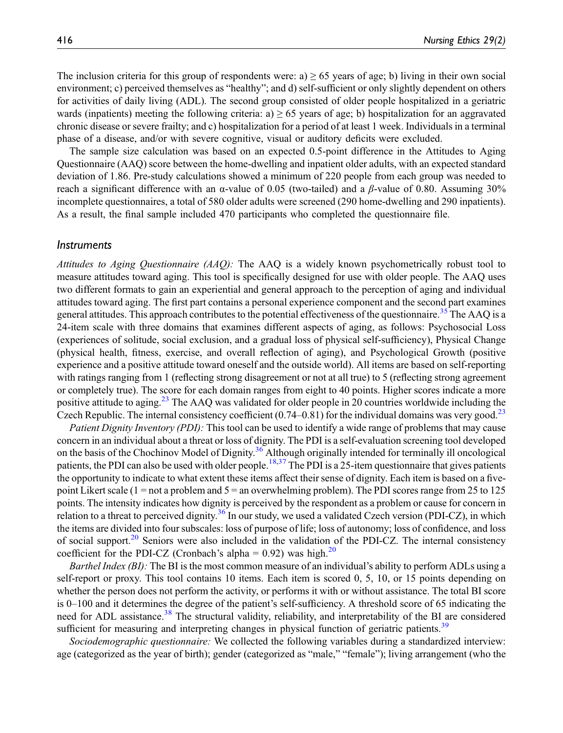The inclusion criteria for this group of respondents were: a) ≥ 65 years of age; b) living in their own social environment; c) perceived themselves as "healthy"; and d) self-sufficient or only slightly dependent on others for activities of daily living (ADL). The second group consisted of older people hospitalized in a geriatric wards (inpatients) meeting the following criteria: a) ≥ 65 years of age; b) hospitalization for an aggravated chronic disease or severe frailty; and c) hospitalization for a period of at least 1 week. Individuals in a terminal phase of a disease, and/or with severe cognitive, visual or auditory deficits were excluded.

The sample size calculation was based on an expected 0.5-point difference in the Attitudes to Aging Questionnaire (AAQ) score between the home-dwelling and inpatient older adults, with an expected standard deviation of 1.86. Pre-study calculations showed a minimum of 220 people from each group was needed to reach a significant difference with an α-value of 0.05 (two-tailed) and a *β*-value of 0.80. Assuming 30% incomplete questionnaires, a total of 580 older adults were screened (290 home-dwelling and 290 inpatients). As a result, the final sample included 470 participants who completed the questionnaire file.

### *Instruments*

*Attitudes to Aging Questionnaire (AAQ):* The AAQ is a widely known psychometrically robust tool to measure attitudes toward aging. This tool is specifically designed for use with older people. The AAQ uses two different formats to gain an experiential and general approach to the perception of aging and individual attitudes toward aging. The first part contains a personal experience component and the second part examines general attitudes. This approach contributes to the potential effectiveness of the questionnaire.[35] The AAQ is a 24-item scale with three domains that examines different aspects of aging, as follows: Psychosocial Loss (experiences of solitude, social exclusion, and a gradual loss of physical self-sufficiency), Physical Change (physical health, fitness, exercise, and overall reflection of aging), and Psychological Growth (positive experience and a positive attitude toward oneself and the outside world). All items are based on self-reporting with ratings ranging from 1 (reflecting strong disagreement or not at all true) to 5 (reflecting strong agreement or completely true). The score for each domain ranges from eight to 40 points. Higher scores indicate a more positive attitude to aging.[23] The AAQ was validated for older people in 20 countries worldwide including the Czech Republic. The internal consistency coefficient (0.74–0.81) for the individual domains was very good.[23]

*Patient Dignity Inventory (PDI):* This tool can be used to identify a wide range of problems that may cause concern in an individual about a threat or loss of dignity. The PDI is a self-evaluation screening tool developed on the basis of the Chochinov Model of Dignity.[36] Although originally intended for terminally ill oncological patients, the PDI can also be used with older people.[18,37] The PDI is a 25-item questionnaire that gives patients the opportunity to indicate to what extent these items affect their sense of dignity. Each item is based on a five-point Likert scale (1 = not a problem and 5 = an overwhelming problem). The PDI scores range from 25 to 125 points. The intensity indicates how dignity is perceived by the respondent as a problem or cause for concern in relation to a threat to perceived dignity.[36] In our study, we used a validated Czech version (PDI-CZ), in which the items are divided into four subscales: loss of purpose of life; loss of autonomy; loss of confidence, and loss of social support.[20] Seniors were also included in the validation of the PDI-CZ. The internal consistency coefficient for the PDI-CZ (Cronbach's alpha = 0.92) was high.[20]

*Barthel Index (BI):* The BI is the most common measure of an individual's ability to perform ADLs using a self-report or proxy. This tool contains 10 items. Each item is scored 0, 5, 10, or 15 points depending on whether the person does not perform the activity, or performs it with or without assistance. The total BI score is 0–100 and it determines the degree of the patient's self-sufficiency. A threshold score of 65 indicating the need for ADL assistance.[38] The structural validity, reliability, and interpretability of the BI are considered sufficient for measuring and interpreting changes in physical function of geriatric patients.[39]

*Sociodemographic questionnaire:* We collected the following variables during a standardized interview: age (categorized as the year of birth); gender (categorized as "male," "female"); living arrangement (who the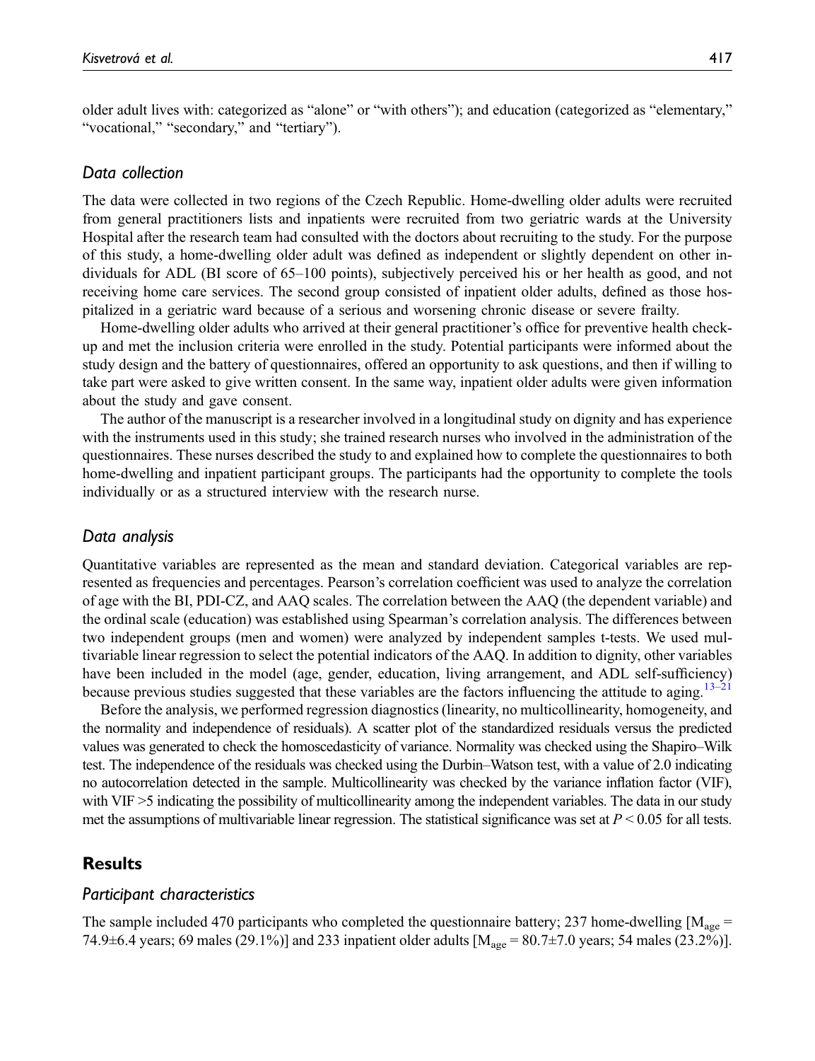older adult lives with: categorized as "alone" or "with others"); and education (categorized as "elementary," "vocational," "secondary," and "tertiary").

### Data collection

The data were collected in two regions of the Czech Republic. Home-dwelling older adults were recruited from general practitioners lists and inpatients were recruited from two geriatric wards at the University Hospital after the research team had consulted with the doctors about recruiting to the study. For the purpose of this study, a home-dwelling older adult was defined as independent or slightly dependent on other individuals for ADL (BI score of 65–100 points), subjectively perceived his or her health as good, and not receiving home care services. The second group consisted of inpatient older adults, defined as those hospitalized in a geriatric ward because of a serious and worsening chronic disease or severe frailty.

Home-dwelling older adults who arrived at their general practitioner's office for preventive health check-up and met the inclusion criteria were enrolled in the study. Potential participants were informed about the study design and the battery of questionnaires, offered an opportunity to ask questions, and then if willing to take part were asked to give written consent. In the same way, inpatient older adults were given information about the study and gave consent.

The author of the manuscript is a researcher involved in a longitudinal study on dignity and has experience with the instruments used in this study; she trained research nurses who involved in the administration of the questionnaires. These nurses described the study to and explained how to complete the questionnaires to both home-dwelling and inpatient participant groups. The participants had the opportunity to complete the tools individually or as a structured interview with the research nurse.

### Data analysis

Quantitative variables are represented as the mean and standard deviation. Categorical variables are represented as frequencies and percentages. Pearson's correlation coefficient was used to analyze the correlation of age with the BI, PDI-CZ, and AAQ scales. The correlation between the AAQ (the dependent variable) and the ordinal scale (education) was established using Spearman's correlation analysis. The differences between two independent groups (men and women) were analyzed by independent samples t-tests. We used multivariable linear regression to select the potential indicators of the AAQ. In addition to dignity, other variables have been included in the model (age, gender, education, living arrangement, and ADL self-sufficiency) because previous studies suggested that these variables are the factors influencing the attitude to aging.[13–21]

Before the analysis, we performed regression diagnostics (linearity, no multicollinearity, homogeneity, and the normality and independence of residuals). A scatter plot of the standardized residuals versus the predicted values was generated to check the homoscedasticity of variance. Normality was checked using the Shapiro–Wilk test. The independence of the residuals was checked using the Durbin–Watson test, with a value of 2.0 indicating no autocorrelation detected in the sample. Multicollinearity was checked by the variance inflation factor (VIF), with VIF >5 indicating the possibility of multicollinearity among the independent variables. The data in our study met the assumptions of multivariable linear regression. The statistical significance was set at $P < 0.05$ for all tests.

## Results

### Participant characteristics

The sample included 470 participants who completed the questionnaire battery; 237 home-dwelling [$M_{age}$ = 74.9±6.4 years; 69 males (29.1%)] and 233 inpatient older adults [$M_{age}$ = 80.7±7.0 years; 54 males (23.2%)].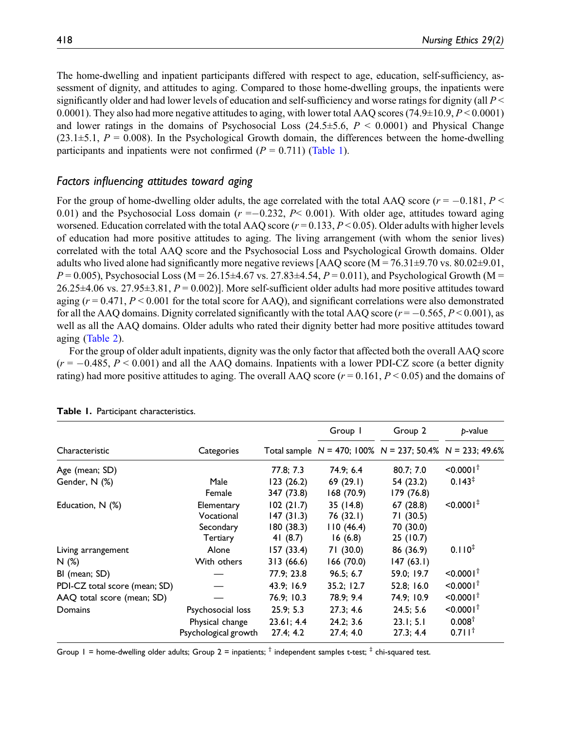The home-dwelling and inpatient participants differed with respect to age, education, self-sufficiency, assessment of dignity, and attitudes to aging. Compared to those home-dwelling groups, the inpatients were significantly older and had lower levels of education and self-sufficiency and worse ratings for dignity (all $P < 0.0001$). They also had more negative attitudes to aging, with lower total AAQ scores (74.9±10.9, $P < 0.0001$) and lower ratings in the domains of Psychosocial Loss (24.5±5.6, $P < 0.0001$) and Physical Change (23.1±5.1, $P = 0.008$). In the Psychological Growth domain, the differences between the home-dwelling participants and inpatients were not confirmed ($P = 0.711$) (Table 1).

### *Factors influencing attitudes toward aging*

For the group of home-dwelling older adults, the age correlated with the total AAQ score ($r = -0.181$, $P < 0.01$) and the Psychosocial Loss domain ($r = -0.232$, $P < 0.001$). With older age, attitudes toward aging worsened. Education correlated with the total AAQ score ($r = 0.133$, $P < 0.05$). Older adults with higher levels of education had more positive attitudes to aging. The living arrangement (with whom the senior lives) correlated with the total AAQ score and the Psychosocial Loss and Psychological Growth domains. Older adults who lived alone had significantly more negative reviews [AAQ score (M = 76.31±9.70 vs. 80.02±9.01, $P = 0.005$), Psychosocial Loss (M = 26.15±4.67 vs. 27.83±4.54, $P = 0.011$), and Psychological Growth (M = 26.25±4.06 vs. 27.95±3.81, $P = 0.002$)]. More self-sufficient older adults had more positive attitudes toward aging ($r = 0.471$, $P < 0.001$ for the total score for AAQ), and significant correlations were also demonstrated for all the AAQ domains. Dignity correlated significantly with the total AAQ score ($r = -0.565$, $P < 0.001$), as well as all the AAQ domains. Older adults who rated their dignity better had more positive attitudes toward aging (Table 2).

For the group of older adult inpatients, dignity was the only factor that affected both the overall AAQ score ($r = -0.485$, $P < 0.001$) and all the AAQ domains. Inpatients with a lower PDI-CZ score (a better dignity rating) had more positive attitudes to aging. The overall AAQ score ($r = 0.161$, $P < 0.05$) and the domains of

**Table 1.** Participant characteristics.

| Characteristic | Categories | Total sample | Group 1 N = 470; 100% | Group 2 N = 237; 50.4% | p-value N = 233; 49.6% |
|---|---|---|---|---|---|
| Age (mean; SD) | | 77.8; 7.3 | 74.9; 6.4 | 80.7; 7.0 | <0.0001† |
| Gender, N (%) | Male | 123 (26.2) | 69 (29.1) | 54 (23.2) | 0.143‡ |
| | Female | 347 (73.8) | 168 (70.9) | 179 (76.8) | |
| Education, N (%) | Elementary | 102 (21.7) | 35 (14.8) | 67 (28.8) | <0.0001‡ |
| | Vocational | 147 (31.3) | 76 (32.1) | 71 (30.5) | |
| | Secondary | 180 (38.3) | 110 (46.4) | 70 (30.0) | |
| | Tertiary | 41 (8.7) | 16 (6.8) | 25 (10.7) | |
| Living arrangement N (%) | Alone | 157 (33.4) | 71 (30.0) | 86 (36.9) | 0.110‡ |
| | With others | 313 (66.6) | 166 (70.0) | 147 (63.1) | |
| BI (mean; SD) | — | 77.9; 23.8 | 96.5; 6.7 | 59.0; 19.7 | <0.0001† |
| PDI-CZ total score (mean; SD) | — | 43.9; 16.9 | 35.2; 12.7 | 52.8; 16.0 | <0.0001† |
| AAQ total score (mean; SD) | — | 76.9; 10.3 | 78.9; 9.4 | 74.9; 10.9 | <0.0001† |
| Domains | Psychosocial loss | 25.9; 5.3 | 27.3; 4.6 | 24.5; 5.6 | <0.0001† |
| | Physical change | 23.61; 4.4 | 24.2; 3.6 | 23.1; 5.1 | 0.008† |
| | Psychological growth | 27.4; 4.2 | 27.4; 4.0 | 27.3; 4.4 | 0.711† |

Group 1 = home-dwelling older adults; Group 2 = inpatients; † independent samples t-test; ‡ chi-squared test.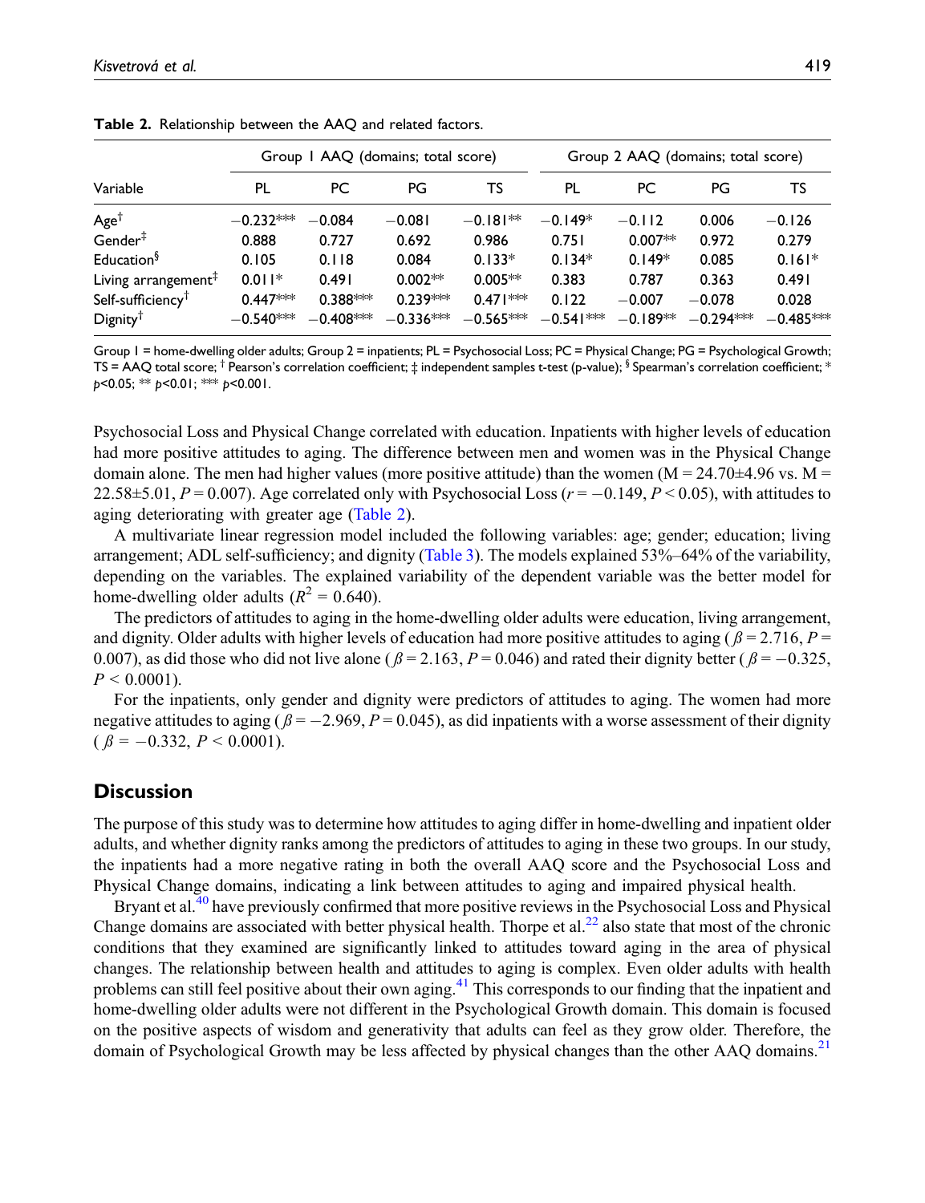**Table 2.** Relationship between the AAQ and related factors.

| Variable | Group 1 AAQ (domains; total score) | | | | Group 2 AAQ (domains; total score) | | | |
|---|---|---|---|---|---|---|---|---|
| | PL | PC | PG | TS | PL | PC | PG | TS |
| Age† | −0.232*** | −0.084 | −0.081 | −0.181** | −0.149* | −0.112 | 0.006 | −0.126 |
| Gender‡ | 0.888 | 0.727 | 0.692 | 0.986 | 0.751 | 0.007** | 0.972 | 0.279 |
| Education§ | 0.105 | 0.118 | 0.084 | 0.133* | 0.134* | 0.149* | 0.085 | 0.161* |
| Living arrangement‡ | 0.011* | 0.491 | 0.002** | 0.005** | 0.383 | 0.787 | 0.363 | 0.491 |
| Self-sufficiency† | 0.447*** | 0.388*** | 0.239*** | 0.471*** | 0.122 | −0.007 | −0.078 | 0.028 |
| Dignity† | −0.540*** | −0.408*** | −0.336*** | −0.565*** | −0.541*** | −0.189** | −0.294*** | −0.485*** |

Group 1 = home-dwelling older adults; Group 2 = inpatients; PL = Psychosocial Loss; PC = Physical Change; PG = Psychological Growth; TS = AAQ total score; † Pearson's correlation coefficient; ‡ independent samples t-test (p-value); § Spearman's correlation coefficient; * $p<0.05$; ** $p<0.01$; *** $p<0.001$.

Psychosocial Loss and Physical Change correlated with education. Inpatients with higher levels of education had more positive attitudes to aging. The difference between men and women was in the Physical Change domain alone. The men had higher values (more positive attitude) than the women (M = 24.70±4.96 vs. M = 22.58±5.01, $P = 0.007$). Age correlated only with Psychosocial Loss ($r = -0.149$, $P < 0.05$), with attitudes to aging deteriorating with greater age (Table 2).

A multivariate linear regression model included the following variables: age; gender; education; living arrangement; ADL self-sufficiency; and dignity (Table 3). The models explained 53%–64% of the variability, depending on the variables. The explained variability of the dependent variable was the better model for home-dwelling older adults ($R^2 = 0.640$).

The predictors of attitudes to aging in the home-dwelling older adults were education, living arrangement, and dignity. Older adults with higher levels of education had more positive attitudes to aging ($\beta = 2.716$, $P = 0.007$), as did those who did not live alone ($\beta = 2.163$, $P = 0.046$) and rated their dignity better ($\beta = -0.325$, $P < 0.0001$).

For the inpatients, only gender and dignity were predictors of attitudes to aging. The women had more negative attitudes to aging ($\beta = -2.969$, $P = 0.045$), as did inpatients with a worse assessment of their dignity ($\beta = -0.332$, $P < 0.0001$).

## Discussion

The purpose of this study was to determine how attitudes to aging differ in home-dwelling and inpatient older adults, and whether dignity ranks among the predictors of attitudes to aging in these two groups. In our study, the inpatients had a more negative rating in both the overall AAQ score and the Psychosocial Loss and Physical Change domains, indicating a link between attitudes to aging and impaired physical health.

Bryant et al.[40] have previously confirmed that more positive reviews in the Psychosocial Loss and Physical Change domains are associated with better physical health. Thorpe et al.[22] also state that most of the chronic conditions that they examined are significantly linked to attitudes toward aging in the area of physical changes. The relationship between health and attitudes to aging is complex. Even older adults with health problems can still feel positive about their own aging.[41] This corresponds to our finding that the inpatient and home-dwelling older adults were not different in the Psychological Growth domain. This domain is focused on the positive aspects of wisdom and generativity that adults can feel as they grow older. Therefore, the domain of Psychological Growth may be less affected by physical changes than the other AAQ domains.[21]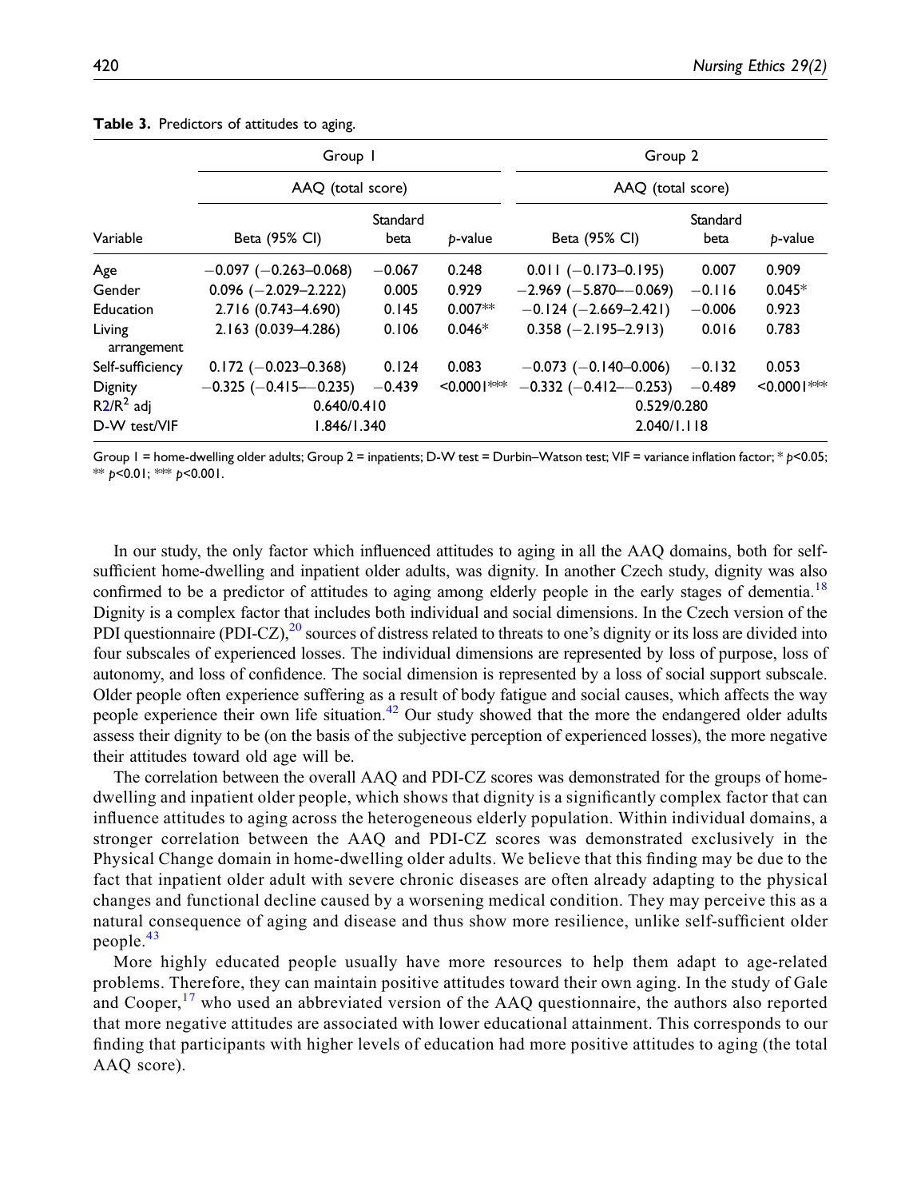**Table 3.** Predictors of attitudes to aging.

| Variable | Group 1 | | | Group 2 | | |
|---|---|---|---|---|---|---|
| | AAQ (total score) | | | AAQ (total score) | | |
| | Beta (95% CI) | Standard beta | p-value | Beta (95% CI) | Standard beta | p-value |
| Age | −0.097 (−0.263–0.068) | −0.067 | 0.248 | 0.011 (−0.173–0.195) | 0.007 | 0.909 |
| Gender | 0.096 (−2.029–2.222) | 0.005 | 0.929 | −2.969 (−5.870–−0.069) | −0.116 | 0.045* |
| Education | 2.716 (0.743–4.690) | 0.145 | 0.007** | −0.124 (−2.669–2.421) | −0.006 | 0.923 |
| Living arrangement | 2.163 (0.039–4.286) | 0.106 | 0.046* | 0.358 (−2.195–2.913) | 0.016 | 0.783 |
| Self-sufficiency | 0.172 (−0.023–0.368) | 0.124 | 0.083 | −0.073 (−0.140–0.006) | −0.132 | 0.053 |
| Dignity | −0.325 (−0.415–−0.235) | −0.439 | <0.0001*** | −0.332 (−0.412–−0.253) | −0.489 | <0.0001*** |
| R2/$R^2$ adj | 0.640/0.410 | | | 0.529/0.280 | | |
| D-W test/VIF | 1.846/1.340 | | | 2.040/1.118 | | |

Group 1 = home-dwelling older adults; Group 2 = inpatients; D-W test = Durbin–Watson test; VIF = variance inflation factor; * $p<0.05$; ** $p<0.01$; *** $p<0.001$.

In our study, the only factor which influenced attitudes to aging in all the AAQ domains, both for self-sufficient home-dwelling and inpatient older adults, was dignity. In another Czech study, dignity was also confirmed to be a predictor of attitudes to aging among elderly people in the early stages of dementia.[18] Dignity is a complex factor that includes both individual and social dimensions. In the Czech version of the PDI questionnaire (PDI-CZ),[20] sources of distress related to threats to one's dignity or its loss are divided into four subscales of experienced losses. The individual dimensions are represented by loss of purpose, loss of autonomy, and loss of confidence. The social dimension is represented by a loss of social support subscale. Older people often experience suffering as a result of body fatigue and social causes, which affects the way people experience their own life situation.[42] Our study showed that the more the endangered older adults assess their dignity to be (on the basis of the subjective perception of experienced losses), the more negative their attitudes toward old age will be.

The correlation between the overall AAQ and PDI-CZ scores was demonstrated for the groups of home-dwelling and inpatient older people, which shows that dignity is a significantly complex factor that can influence attitudes to aging across the heterogeneous elderly population. Within individual domains, a stronger correlation between the AAQ and PDI-CZ scores was demonstrated exclusively in the Physical Change domain in home-dwelling older adults. We believe that this finding may be due to the fact that inpatient older adult with severe chronic diseases are often already adapting to the physical changes and functional decline caused by a worsening medical condition. They may perceive this as a natural consequence of aging and disease and thus show more resilience, unlike self-sufficient older people.[43]

More highly educated people usually have more resources to help them adapt to age-related problems. Therefore, they can maintain positive attitudes toward their own aging. In the study of Gale and Cooper,[17] who used an abbreviated version of the AAQ questionnaire, the authors also reported that more negative attitudes are associated with lower educational attainment. This corresponds to our finding that participants with higher levels of education had more positive attitudes to aging (the total AAQ score).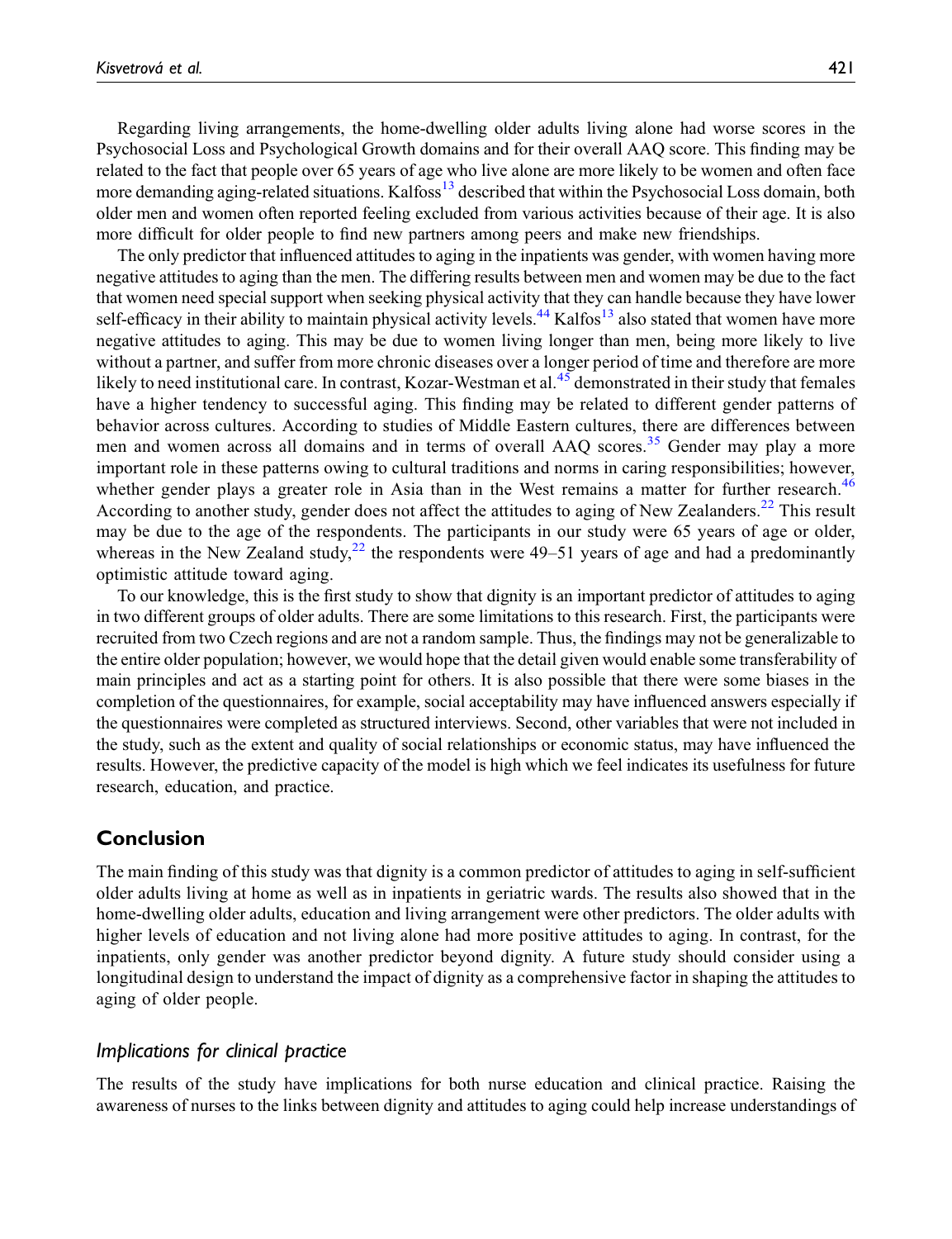Regarding living arrangements, the home-dwelling older adults living alone had worse scores in the Psychosocial Loss and Psychological Growth domains and for their overall AAQ score. This finding may be related to the fact that people over 65 years of age who live alone are more likely to be women and often face more demanding aging-related situations. Kalfoss[13] described that within the Psychosocial Loss domain, both older men and women often reported feeling excluded from various activities because of their age. It is also more difficult for older people to find new partners among peers and make new friendships.

The only predictor that influenced attitudes to aging in the inpatients was gender, with women having more negative attitudes to aging than the men. The differing results between men and women may be due to the fact that women need special support when seeking physical activity that they can handle because they have lower self-efficacy in their ability to maintain physical activity levels.[44] Kalfos[13] also stated that women have more negative attitudes to aging. This may be due to women living longer than men, being more likely to live without a partner, and suffer from more chronic diseases over a longer period of time and therefore are more likely to need institutional care. In contrast, Kozar-Westman et al.[45] demonstrated in their study that females have a higher tendency to successful aging. This finding may be related to different gender patterns of behavior across cultures. According to studies of Middle Eastern cultures, there are differences between men and women across all domains and in terms of overall AAQ scores.[35] Gender may play a more important role in these patterns owing to cultural traditions and norms in caring responsibilities; however, whether gender plays a greater role in Asia than in the West remains a matter for further research.[46] According to another study, gender does not affect the attitudes to aging of New Zealanders.[22] This result may be due to the age of the respondents. The participants in our study were 65 years of age or older, whereas in the New Zealand study,[22] the respondents were 49–51 years of age and had a predominantly optimistic attitude toward aging.

To our knowledge, this is the first study to show that dignity is an important predictor of attitudes to aging in two different groups of older adults. There are some limitations to this research. First, the participants were recruited from two Czech regions and are not a random sample. Thus, the findings may not be generalizable to the entire older population; however, we would hope that the detail given would enable some transferability of main principles and act as a starting point for others. It is also possible that there were some biases in the completion of the questionnaires, for example, social acceptability may have influenced answers especially if the questionnaires were completed as structured interviews. Second, other variables that were not included in the study, such as the extent and quality of social relationships or economic status, may have influenced the results. However, the predictive capacity of the model is high which we feel indicates its usefulness for future research, education, and practice.

## Conclusion

The main finding of this study was that dignity is a common predictor of attitudes to aging in self-sufficient older adults living at home as well as in inpatients in geriatric wards. The results also showed that in the home-dwelling older adults, education and living arrangement were other predictors. The older adults with higher levels of education and not living alone had more positive attitudes to aging. In contrast, for the inpatients, only gender was another predictor beyond dignity. A future study should consider using a longitudinal design to understand the impact of dignity as a comprehensive factor in shaping the attitudes to aging of older people.

### *Implications for clinical practice*

The results of the study have implications for both nurse education and clinical practice. Raising the awareness of nurses to the links between dignity and attitudes to aging could help increase understandings of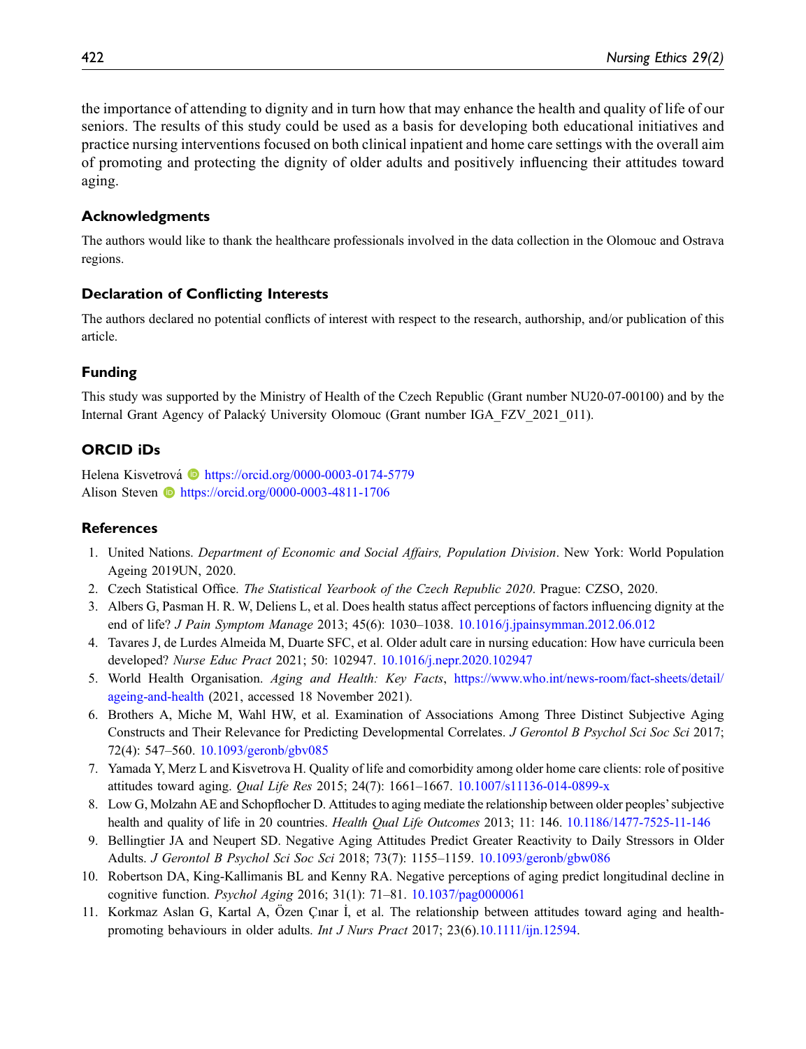the importance of attending to dignity and in turn how that may enhance the health and quality of life of our seniors. The results of this study could be used as a basis for developing both educational initiatives and practice nursing interventions focused on both clinical inpatient and home care settings with the overall aim of promoting and protecting the dignity of older adults and positively influencing their attitudes toward aging.

## Acknowledgments

The authors would like to thank the healthcare professionals involved in the data collection in the Olomouc and Ostrava regions.

## Declaration of Conflicting Interests

The authors declared no potential conflicts of interest with respect to the research, authorship, and/or publication of this article.

## Funding

This study was supported by the Ministry of Health of the Czech Republic (Grant number NU20-07-00100) and by the Internal Grant Agency of Palacký University Olomouc (Grant number IGA_FZV_2021_011).

## ORCID iDs

Helena Kisvetrová https://orcid.org/0000-0003-0174-5779
Alison Steven https://orcid.org/0000-0003-4811-1706

## References

1. United Nations. *Department of Economic and Social Affairs, Population Division*. New York: World Population Ageing 2019UN, 2020.
2. Czech Statistical Office. *The Statistical Yearbook of the Czech Republic 2020*. Prague: CZSO, 2020.
3. Albers G, Pasman H. R. W, Deliens L, et al. Does health status affect perceptions of factors influencing dignity at the end of life? *J Pain Symptom Manage* 2013; 45(6): 1030–1038. 10.1016/j.jpainsymman.2012.06.012
4. Tavares J, de Lurdes Almeida M, Duarte SFC, et al. Older adult care in nursing education: How have curricula been developed? *Nurse Educ Pract* 2021; 50: 102947. 10.1016/j.nepr.2020.102947
5. World Health Organisation. *Aging and Health: Key Facts*, https://www.who.int/news-room/fact-sheets/detail/ageing-and-health (2021, accessed 18 November 2021).
6. Brothers A, Miche M, Wahl HW, et al. Examination of Associations Among Three Distinct Subjective Aging Constructs and Their Relevance for Predicting Developmental Correlates. *J Gerontol B Psychol Sci Soc Sci* 2017; 72(4): 547–560. 10.1093/geronb/gbv085
7. Yamada Y, Merz L and Kisvetrova H. Quality of life and comorbidity among older home care clients: role of positive attitudes toward aging. *Qual Life Res* 2015; 24(7): 1661–1667. 10.1007/s11136-014-0899-x
8. Low G, Molzahn AE and Schopflocher D. Attitudes to aging mediate the relationship between older peoples' subjective health and quality of life in 20 countries. *Health Qual Life Outcomes* 2013; 11: 146. 10.1186/1477-7525-11-146
9. Bellingtier JA and Neupert SD. Negative Aging Attitudes Predict Greater Reactivity to Daily Stressors in Older Adults. *J Gerontol B Psychol Sci Soc Sci* 2018; 73(7): 1155–1159. 10.1093/geronb/gbw086
10. Robertson DA, King-Kallimanis BL and Kenny RA. Negative perceptions of aging predict longitudinal decline in cognitive function. *Psychol Aging* 2016; 31(1): 71–81. 10.1037/pag0000061
11. Korkmaz Aslan G, Kartal A, Özen Çınar İ, et al. The relationship between attitudes toward aging and health-promoting behaviours in older adults. *Int J Nurs Pract* 2017; 23(6).10.1111/ijn.12594.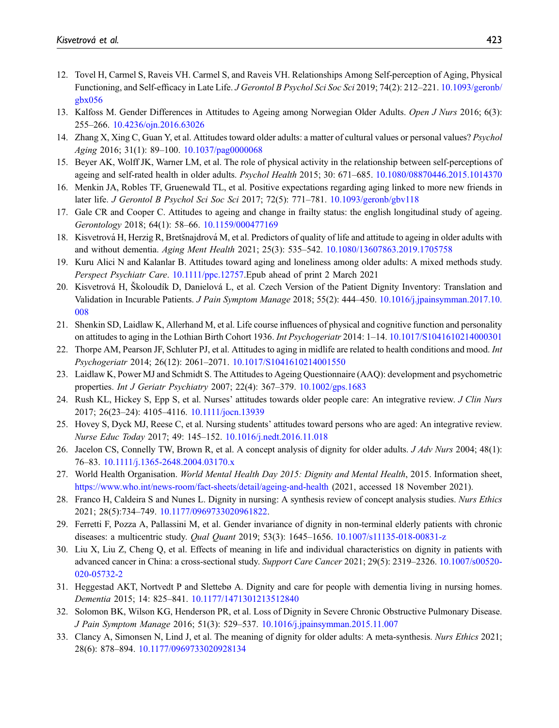12. Tovel H, Carmel S, Raveis VH. Carmel S, and Raveis VH. Relationships Among Self-perception of Aging, Physical Functioning, and Self-efficacy in Late Life. *J Gerontol B Psychol Sci Soc Sci* 2019; 74(2): 212–221. 10.1093/geronb/gbx056
13. Kalfoss M. Gender Differences in Attitudes to Ageing among Norwegian Older Adults. *Open J Nurs* 2016; 6(3): 255–266. 10.4236/ojn.2016.63026
14. Zhang X, Xing C, Guan Y, et al. Attitudes toward older adults: a matter of cultural values or personal values? *Psychol Aging* 2016; 31(1): 89–100. 10.1037/pag0000068
15. Beyer AK, Wolff JK, Warner LM, et al. The role of physical activity in the relationship between self-perceptions of ageing and self-rated health in older adults. *Psychol Health* 2015; 30: 671–685. 10.1080/08870446.2015.1014370
16. Menkin JA, Robles TF, Gruenewald TL, et al. Positive expectations regarding aging linked to more new friends in later life. *J Gerontol B Psychol Sci Soc Sci* 2017; 72(5): 771–781. 10.1093/geronb/gbv118
17. Gale CR and Cooper C. Attitudes to ageing and change in frailty status: the english longitudinal study of ageing. *Gerontology* 2018; 64(1): 58–66. 10.1159/000477169
18. Kisvetrová H, Herzig R, Bretšnajdrová M, et al. Predictors of quality of life and attitude to ageing in older adults with and without dementia. *Aging Ment Health* 2021; 25(3): 535–542. 10.1080/13607863.2019.1705758
19. Kuru Alici N and Kalanlar B. Attitudes toward aging and loneliness among older adults: A mixed methods study. *Perspect Psychiatr Care*. 10.1111/ppc.12757.Epub ahead of print 2 March 2021
20. Kisvetrová H, Školoudík D, Danielová L, et al. Czech Version of the Patient Dignity Inventory: Translation and Validation in Incurable Patients. *J Pain Symptom Manage* 2018; 55(2): 444–450. 10.1016/j.jpainsymman.2017.10.008
21. Shenkin SD, Laidlaw K, Allerhand M, et al. Life course influences of physical and cognitive function and personality on attitudes to aging in the Lothian Birth Cohort 1936. *Int Psychogeriatr* 2014: 1–14. 10.1017/S1041610214000301
22. Thorpe AM, Pearson JF, Schluter PJ, et al. Attitudes to aging in midlife are related to health conditions and mood. *Int Psychogeriatr* 2014; 26(12): 2061–2071. 10.1017/S1041610214001550
23. Laidlaw K, Power MJ and Schmidt S. The Attitudes to Ageing Questionnaire (AAQ): development and psychometric properties. *Int J Geriatr Psychiatry* 2007; 22(4): 367–379. 10.1002/gps.1683
24. Rush KL, Hickey S, Epp S, et al. Nurses' attitudes towards older people care: An integrative review. *J Clin Nurs* 2017; 26(23–24): 4105–4116. 10.1111/jocn.13939
25. Hovey S, Dyck MJ, Reese C, et al. Nursing students' attitudes toward persons who are aged: An integrative review. *Nurse Educ Today* 2017; 49: 145–152. 10.1016/j.nedt.2016.11.018
26. Jacelon CS, Connelly TW, Brown R, et al. A concept analysis of dignity for older adults. *J Adv Nurs* 2004; 48(1): 76–83. 10.1111/j.1365-2648.2004.03170.x
27. World Health Organisation. *World Mental Health Day 2015: Dignity and Mental Health*, 2015. Information sheet, https://www.who.int/news-room/fact-sheets/detail/ageing-and-health (2021, accessed 18 November 2021).
28. Franco H, Caldeira S and Nunes L. Dignity in nursing: A synthesis review of concept analysis studies. *Nurs Ethics* 2021; 28(5):734–749. 10.1177/0969733020961822.
29. Ferretti F, Pozza A, Pallassini M, et al. Gender invariance of dignity in non-terminal elderly patients with chronic diseases: a multicentric study. *Qual Quant* 2019; 53(3): 1645–1656. 10.1007/s11135-018-00831-z
30. Liu X, Liu Z, Cheng Q, et al. Effects of meaning in life and individual characteristics on dignity in patients with advanced cancer in China: a cross-sectional study. *Support Care Cancer* 2021; 29(5): 2319–2326. 10.1007/s00520-020-05732-2
31. Heggestad AKT, Nortvedt P and Slettebø A. Dignity and care for people with dementia living in nursing homes. *Dementia* 2015; 14: 825–841. 10.1177/1471301213512840
32. Solomon BK, Wilson KG, Henderson PR, et al. Loss of Dignity in Severe Chronic Obstructive Pulmonary Disease. *J Pain Symptom Manage* 2016; 51(3): 529–537. 10.1016/j.jpainsymman.2015.11.007
33. Clancy A, Simonsen N, Lind J, et al. The meaning of dignity for older adults: A meta-synthesis. *Nurs Ethics* 2021; 28(6): 878–894. 10.1177/0969733020928134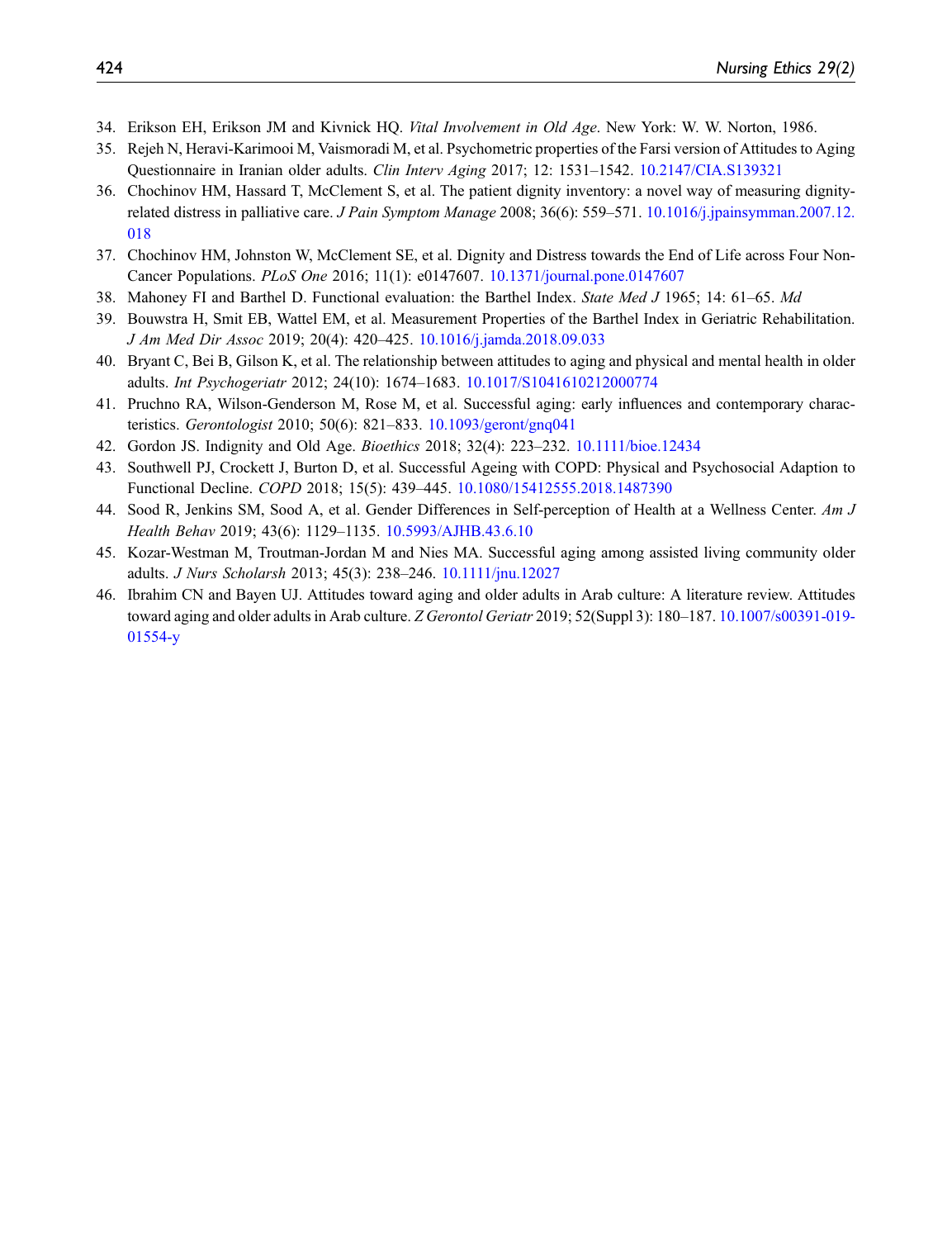34. Erikson EH, Erikson JM and Kivnick HQ. *Vital Involvement in Old Age*. New York: W. W. Norton, 1986.
35. Rejeh N, Heravi-Karimooi M, Vaismoradi M, et al. Psychometric properties of the Farsi version of Attitudes to Aging Questionnaire in Iranian older adults. *Clin Interv Aging* 2017; 12: 1531–1542. 10.2147/CIA.S139321
36. Chochinov HM, Hassard T, McClement S, et al. The patient dignity inventory: a novel way of measuring dignity-related distress in palliative care. *J Pain Symptom Manage* 2008; 36(6): 559–571. 10.1016/j.jpainsymman.2007.12.018
37. Chochinov HM, Johnston W, McClement SE, et al. Dignity and Distress towards the End of Life across Four Non-Cancer Populations. *PLoS One* 2016; 11(1): e0147607. 10.1371/journal.pone.0147607
38. Mahoney FI and Barthel D. Functional evaluation: the Barthel Index. *State Med J* 1965; 14: 61–65. *Md*
39. Bouwstra H, Smit EB, Wattel EM, et al. Measurement Properties of the Barthel Index in Geriatric Rehabilitation. *J Am Med Dir Assoc* 2019; 20(4): 420–425. 10.1016/j.jamda.2018.09.033
40. Bryant C, Bei B, Gilson K, et al. The relationship between attitudes to aging and physical and mental health in older adults. *Int Psychogeriatr* 2012; 24(10): 1674–1683. 10.1017/S1041610212000774
41. Pruchno RA, Wilson-Genderson M, Rose M, et al. Successful aging: early influences and contemporary characteristics. *Gerontologist* 2010; 50(6): 821–833. 10.1093/geront/gnq041
42. Gordon JS. Indignity and Old Age. *Bioethics* 2018; 32(4): 223–232. 10.1111/bioe.12434
43. Southwell PJ, Crockett J, Burton D, et al. Successful Ageing with COPD: Physical and Psychosocial Adaption to Functional Decline. *COPD* 2018; 15(5): 439–445. 10.1080/15412555.2018.1487390
44. Sood R, Jenkins SM, Sood A, et al. Gender Differences in Self-perception of Health at a Wellness Center. *Am J Health Behav* 2019; 43(6): 1129–1135. 10.5993/AJHB.43.6.10
45. Kozar-Westman M, Troutman-Jordan M and Nies MA. Successful aging among assisted living community older adults. *J Nurs Scholarsh* 2013; 45(3): 238–246. 10.1111/jnu.12027
46. Ibrahim CN and Bayen UJ. Attitudes toward aging and older adults in Arab culture: A literature review. Attitudes toward aging and older adults in Arab culture. *Z Gerontol Geriatr* 2019; 52(Suppl 3): 180–187. 10.1007/s00391-019-01554-y